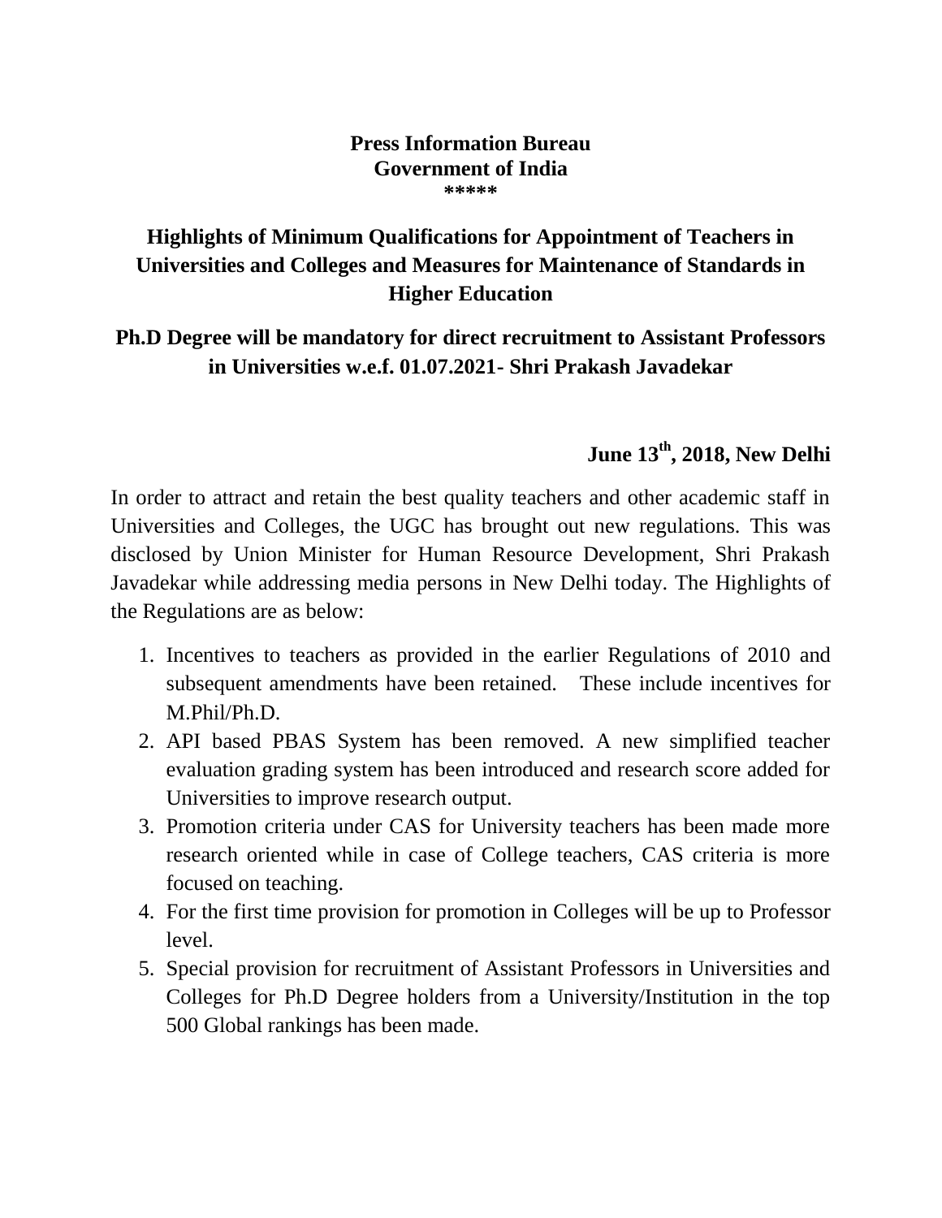**Press Information Bureau**
**Government of India**
**\*\*\*\*\***

## Highlights of Minimum Qualifications for Appointment of Teachers in Universities and Colleges and Measures for Maintenance of Standards in Higher Education

## Ph.D Degree will be mandatory for direct recruitment to Assistant Professors in Universities w.e.f. 01.07.2021- Shri Prakash Javadekar

**June 13th, 2018, New Delhi**

In order to attract and retain the best quality teachers and other academic staff in Universities and Colleges, the UGC has brought out new regulations. This was disclosed by Union Minister for Human Resource Development, Shri Prakash Javadekar while addressing media persons in New Delhi today. The Highlights of the Regulations are as below:

1. Incentives to teachers as provided in the earlier Regulations of 2010 and subsequent amendments have been retained. These include incentives for M.Phil/Ph.D.
2. API based PBAS System has been removed. A new simplified teacher evaluation grading system has been introduced and research score added for Universities to improve research output.
3. Promotion criteria under CAS for University teachers has been made more research oriented while in case of College teachers, CAS criteria is more focused on teaching.
4. For the first time provision for promotion in Colleges will be up to Professor level.
5. Special provision for recruitment of Assistant Professors in Universities and Colleges for Ph.D Degree holders from a University/Institution in the top 500 Global rankings has been made.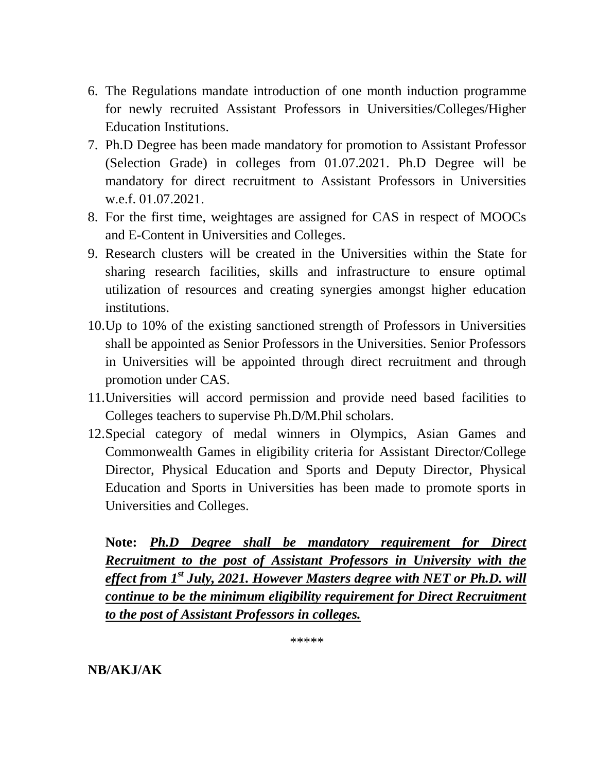6. The Regulations mandate introduction of one month induction programme for newly recruited Assistant Professors in Universities/Colleges/Higher Education Institutions.
7. Ph.D Degree has been made mandatory for promotion to Assistant Professor (Selection Grade) in colleges from 01.07.2021. Ph.D Degree will be mandatory for direct recruitment to Assistant Professors in Universities w.e.f. 01.07.2021.
8. For the first time, weightages are assigned for CAS in respect of MOOCs and E-Content in Universities and Colleges.
9. Research clusters will be created in the Universities within the State for sharing research facilities, skills and infrastructure to ensure optimal utilization of resources and creating synergies amongst higher education institutions.
10. Up to 10% of the existing sanctioned strength of Professors in Universities shall be appointed as Senior Professors in the Universities. Senior Professors in Universities will be appointed through direct recruitment and through promotion under CAS.
11. Universities will accord permission and provide need based facilities to Colleges teachers to supervise Ph.D/M.Phil scholars.
12. Special category of medal winners in Olympics, Asian Games and Commonwealth Games in eligibility criteria for Assistant Director/College Director, Physical Education and Sports and Deputy Director, Physical Education and Sports in Universities has been made to promote sports in Universities and Colleges.

**Note:** ***Ph.D Degree shall be mandatory requirement for Direct Recruitment to the post of Assistant Professors in University with the effect from 1st July, 2021. However Masters degree with NET or Ph.D. will continue to be the minimum eligibility requirement for Direct Recruitment to the post of Assistant Professors in colleges.***

*****

**NB/AKJ/AK**